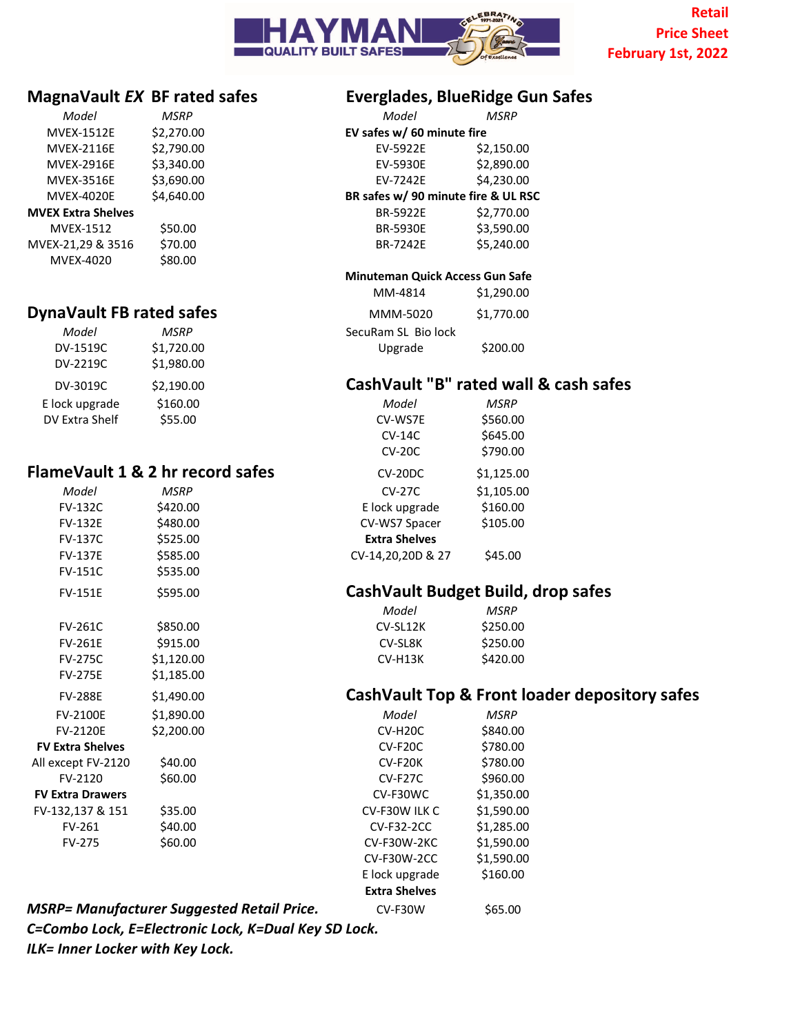HAYMAN QUALITY BUILT SAFES — Celebrating 1971-2021 50 Years of Excellence

**Retail Price Sheet February 1st, 2022**

## MagnaVault *EX* BF rated safes

| *Model* | *MSRP* |
|---|---|
| MVEX-1512E | $2,270.00 |
| MVEX-2116E | $2,790.00 |
| MVEX-2916E | $3,340.00 |
| MVEX-3516E | $3,690.00 |
| MVEX-4020E | $4,640.00 |
| **MVEX Extra Shelves** | |
| MVEX-1512 | $50.00 |
| MVEX-21,29 & 3516 | $70.00 |
| MVEX-4020 | $80.00 |

## DynaVault FB rated safes

| *Model* | *MSRP* |
|---|---|
| DV-1519C | $1,720.00 |
| DV-2219C | $1,980.00 |
| DV-3019C | $2,190.00 |
| E lock upgrade | $160.00 |
| DV Extra Shelf | $55.00 |

## FlameVault 1 & 2 hr record safes

| *Model* | *MSRP* |
|---|---|
| FV-132C | $420.00 |
| FV-132E | $480.00 |
| FV-137C | $525.00 |
| FV-137E | $585.00 |
| FV-151C | $535.00 |
| FV-151E | $595.00 |
| FV-261C | $850.00 |
| FV-261E | $915.00 |
| FV-275C | $1,120.00 |
| FV-275E | $1,185.00 |
| FV-288E | $1,490.00 |
| FV-2100E | $1,890.00 |
| FV-2120E | $2,200.00 |
| **FV Extra Shelves** | |
| All except FV-2120 | $40.00 |
| FV-2120 | $60.00 |
| **FV Extra Drawers** | |
| FV-132,137 & 151 | $35.00 |
| FV-261 | $40.00 |
| FV-275 | $60.00 |

## Everglades, BlueRidge Gun Safes

| *Model* | *MSRP* |
|---|---|
| **EV safes w/ 60 minute fire** | |
| EV-5922E | $2,150.00 |
| EV-5930E | $2,890.00 |
| EV-7242E | $4,230.00 |
| **BR safes w/ 90 minute fire & UL RSC** | |
| BR-5922E | $2,770.00 |
| BR-5930E | $3,590.00 |
| BR-7242E | $5,240.00 |

**Minuteman Quick Access Gun Safe**

| | |
|---|---|
| MM-4814 | $1,290.00 |
| MMM-5020 | $1,770.00 |
| SecuRam SL Bio lock Upgrade | $200.00 |

## CashVault "B" rated wall & cash safes

| *Model* | *MSRP* |
|---|---|
| CV-WS7E | $560.00 |
| CV-14C | $645.00 |
| CV-20C | $790.00 |
| CV-20DC | $1,125.00 |
| CV-27C | $1,105.00 |
| E lock upgrade | $160.00 |
| CV-WS7 Spacer | $105.00 |
| **Extra Shelves** | |
| CV-14,20,20D & 27 | $45.00 |

## CashVault Budget Build, drop safes

| *Model* | *MSRP* |
|---|---|
| CV-SL12K | $250.00 |
| CV-SL8K | $250.00 |
| CV-H13K | $420.00 |

## CashVault Top & Front loader depository safes

| *Model* | *MSRP* |
|---|---|
| CV-H20C | $840.00 |
| CV-F20C | $780.00 |
| CV-F20K | $780.00 |
| CV-F27C | $960.00 |
| CV-F30WC | $1,350.00 |
| CV-F30W ILK C | $1,590.00 |
| CV-F32-2CC | $1,285.00 |
| CV-F30W-2KC | $1,590.00 |
| CV-F30W-2CC | $1,590.00 |
| E lock upgrade | $160.00 |
| **Extra Shelves** | |
| CV-F30W | $65.00 |

***MSRP= Manufacturer Suggested Retail Price.***
***C=Combo Lock, E=Electronic Lock, K=Dual Key SD Lock.***
***ILK= Inner Locker with Key Lock.***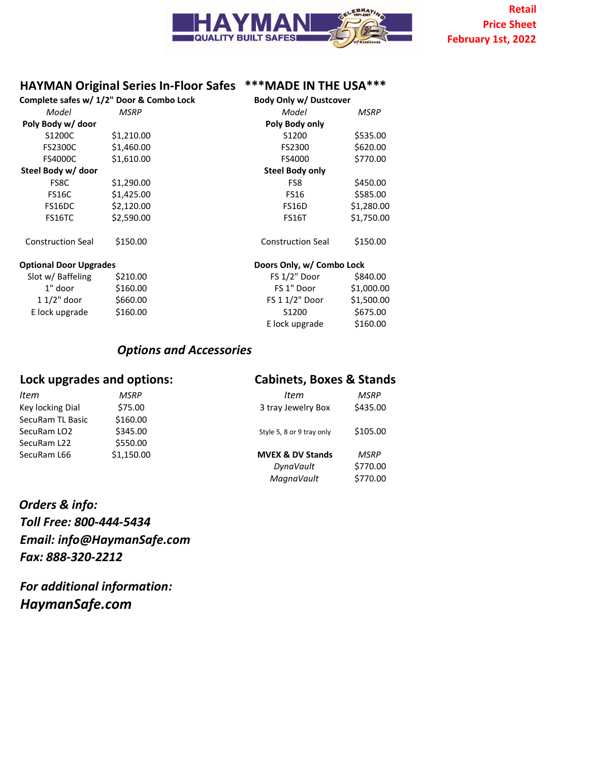**HAYMAN QUALITY BUILT SAFES** — CELEBRATING 1971-2021 50 Years of Excellence

**Retail**
**Price Sheet**
**February 1st, 2022**

## HAYMAN Original Series In-Floor Safes ***MADE IN THE USA***

**Complete safes w/ 1/2" Door & Combo Lock**

| *Model* | *MSRP* |
|---|---|
| **Poly Body w/ door** | |
| S1200C | $1,210.00 |
| FS2300C | $1,460.00 |
| FS4000C | $1,610.00 |
| **Steel Body w/ door** | |
| FS8C | $1,290.00 |
| FS16C | $1,425.00 |
| FS16DC | $2,120.00 |
| FS16TC | $2,590.00 |
| Construction Seal | $150.00 |

**Body Only w/ Dustcover**

| *Model* | *MSRP* |
|---|---|
| **Poly Body only** | |
| S1200 | $535.00 |
| FS2300 | $620.00 |
| FS4000 | $770.00 |
| **Steel Body only** | |
| FS8 | $450.00 |
| FS16 | $585.00 |
| FS16D | $1,280.00 |
| FS16T | $1,750.00 |
| Construction Seal | $150.00 |

**Optional Door Upgrades**

| | |
|---|---|
| Slot w/ Baffeling | $210.00 |
| 1" door | $160.00 |
| 1 1/2" door | $660.00 |
| E lock upgrade | $160.00 |

**Doors Only, w/ Combo Lock**

| | |
|---|---|
| FS 1/2" Door | $840.00 |
| FS 1" Door | $1,000.00 |
| FS 1 1/2" Door | $1,500.00 |
| S1200 | $675.00 |
| E lock upgrade | $160.00 |

### *Options and Accessories*

### Lock upgrades and options:

| *Item* | *MSRP* |
|---|---|
| Key locking Dial | $75.00 |
| SecuRam TL Basic | $160.00 |
| SecuRam LO2 | $345.00 |
| SecuRam L22 | $550.00 |
| SecuRam L66 | $1,150.00 |

### Cabinets, Boxes & Stands

| *Item* | *MSRP* |
|---|---|
| 3 tray Jewelry Box | $435.00 |
| Style 5, 8 or 9 tray only | $105.00 |
| **MVEX & DV Stands** | *MSRP* |
| *DynaVault* | $770.00 |
| *MagnaVault* | $770.00 |

***Orders & info:***
***Toll Free: 800-444-5434***
***Email: info@HaymanSafe.com***
***Fax: 888-320-2212***

***For additional information:***
***HaymanSafe.com***